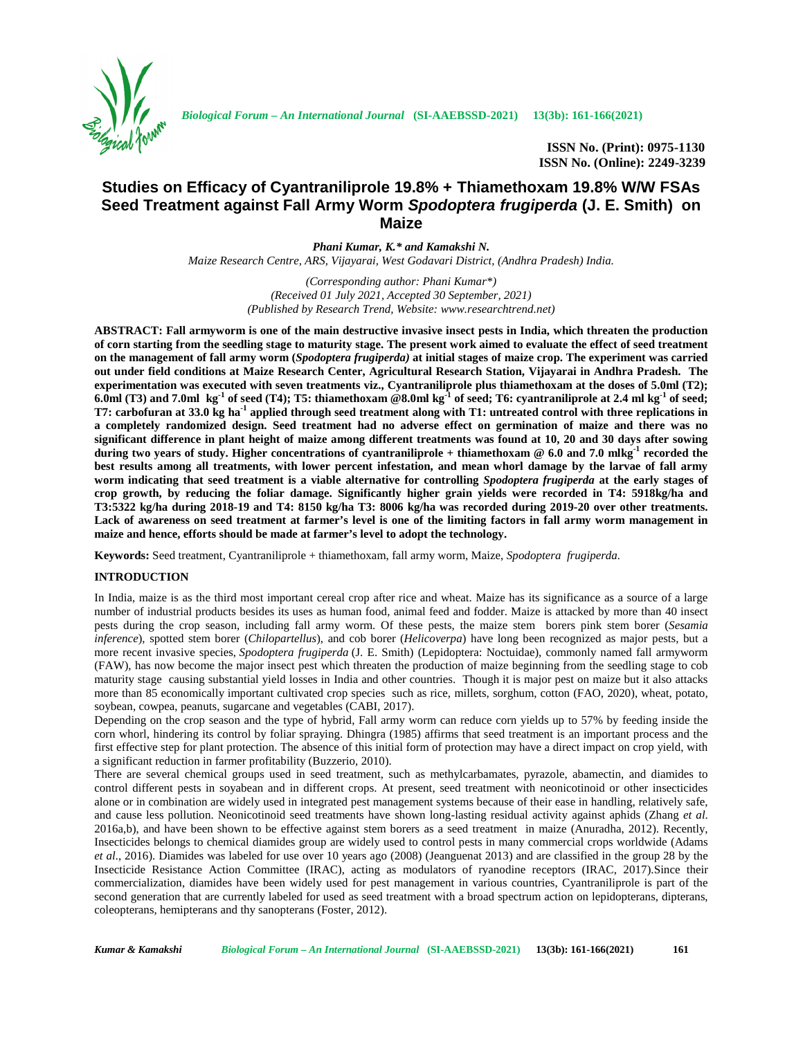# Studies on Efficacy of Cyantraniliprole 19.8% + Thiamethoxam 19.8% W/W FSAs Seed Treatment against Fall Army Worm *Spodoptera frugiperda* (J. E. Smith) on Maize

***Phani Kumar, K.\* and Kamakshi N.***

*Maize Research Centre, ARS, Vijayarai, West Godavari District, (Andhra Pradesh) India.*

*(Corresponding author: Phani Kumar\*)*
*(Received 01 July 2021, Accepted 30 September, 2021)*
*(Published by Research Trend, Website: www.researchtrend.net)*

**ABSTRACT: Fall armyworm is one of the main destructive invasive insect pests in India, which threaten the production of corn starting from the seedling stage to maturity stage. The present work aimed to evaluate the effect of seed treatment on the management of fall army worm (*Spodoptera frugiperda)* at initial stages of maize crop. The experiment was carried out under field conditions at Maize Research Center, Agricultural Research Station, Vijayarai in Andhra Pradesh. The experimentation was executed with seven treatments viz., Cyantraniliprole plus thiamethoxam at the doses of 5.0ml (T2); 6.0ml (T3) and 7.0ml $kg^{-1}$ of seed (T4); T5: thiamethoxam @8.0ml $kg^{-1}$ of seed; T6: cyantraniliprole at 2.4 ml $kg^{-1}$ of seed; T7: carbofuran at 33.0 kg $ha^{-1}$ applied through seed treatment along with T1: untreated control with three replications in a completely randomized design. Seed treatment had no adverse effect on germination of maize and there was no significant difference in plant height of maize among different treatments was found at 10, 20 and 30 days after sowing during two years of study. Higher concentrations of cyantraniliprole + thiamethoxam @ 6.0 and 7.0 $mlkg^{-1}$ recorded the best results among all treatments, with lower percent infestation, and mean whorl damage by the larvae of fall army worm indicating that seed treatment is a viable alternative for controlling *Spodoptera frugiperda* at the early stages of crop growth, by reducing the foliar damage. Significantly higher grain yields were recorded in T4: 5918kg/ha and T3:5322 kg/ha during 2018-19 and T4: 8150 kg/ha T3: 8006 kg/ha was recorded during 2019-20 over other treatments. Lack of awareness on seed treatment at farmer's level is one of the limiting factors in fall army worm management in maize and hence, efforts should be made at farmer's level to adopt the technology.**

**Keywords:** Seed treatment, Cyantraniliprole + thiamethoxam, fall army worm, Maize, *Spodoptera frugiperda*.

## INTRODUCTION

In India, maize is as the third most important cereal crop after rice and wheat. Maize has its significance as a source of a large number of industrial products besides its uses as human food, animal feed and fodder. Maize is attacked by more than 40 insect pests during the crop season, including fall army worm. Of these pests, the maize stem borers pink stem borer (*Sesamia inference*), spotted stem borer (*Chilopartellus*), and cob borer (*Helicoverpa*) have long been recognized as major pests, but a more recent invasive species, *Spodoptera frugiperda* (J. E. Smith) (Lepidoptera: Noctuidae), commonly named fall armyworm (FAW), has now become the major insect pest which threaten the production of maize beginning from the seedling stage to cob maturity stage causing substantial yield losses in India and other countries. Though it is major pest on maize but it also attacks more than 85 economically important cultivated crop species such as rice, millets, sorghum, cotton (FAO, 2020), wheat, potato, soybean, cowpea, peanuts, sugarcane and vegetables (CABI, 2017).

Depending on the crop season and the type of hybrid, Fall army worm can reduce corn yields up to 57% by feeding inside the corn whorl, hindering its control by foliar spraying. Dhingra (1985) affirms that seed treatment is an important process and the first effective step for plant protection. The absence of this initial form of protection may have a direct impact on crop yield, with a significant reduction in farmer profitability (Buzzerio, 2010).

There are several chemical groups used in seed treatment, such as methylcarbamates, pyrazole, abamectin, and diamides to control different pests in soyabean and in different crops. At present, seed treatment with neonicotinoid or other insecticides alone or in combination are widely used in integrated pest management systems because of their ease in handling, relatively safe, and cause less pollution. Neonicotinoid seed treatments have shown long-lasting residual activity against aphids (Zhang *et al.* 2016a,b), and have been shown to be effective against stem borers as a seed treatment in maize (Anuradha, 2012). Recently, Insecticides belongs to chemical diamides group are widely used to control pests in many commercial crops worldwide (Adams *et al.*, 2016). Diamides was labeled for use over 10 years ago (2008) (Jeanguenat 2013) and are classified in the group 28 by the Insecticide Resistance Action Committee (IRAC), acting as modulators of ryanodine receptors (IRAC, 2017).Since their commercialization, diamides have been widely used for pest management in various countries, Cyantraniliprole is part of the second generation that are currently labeled for used as seed treatment with a broad spectrum action on lepidopterans, dipterans, coleopterans, hemipterans and thy sanopterans (Foster, 2012).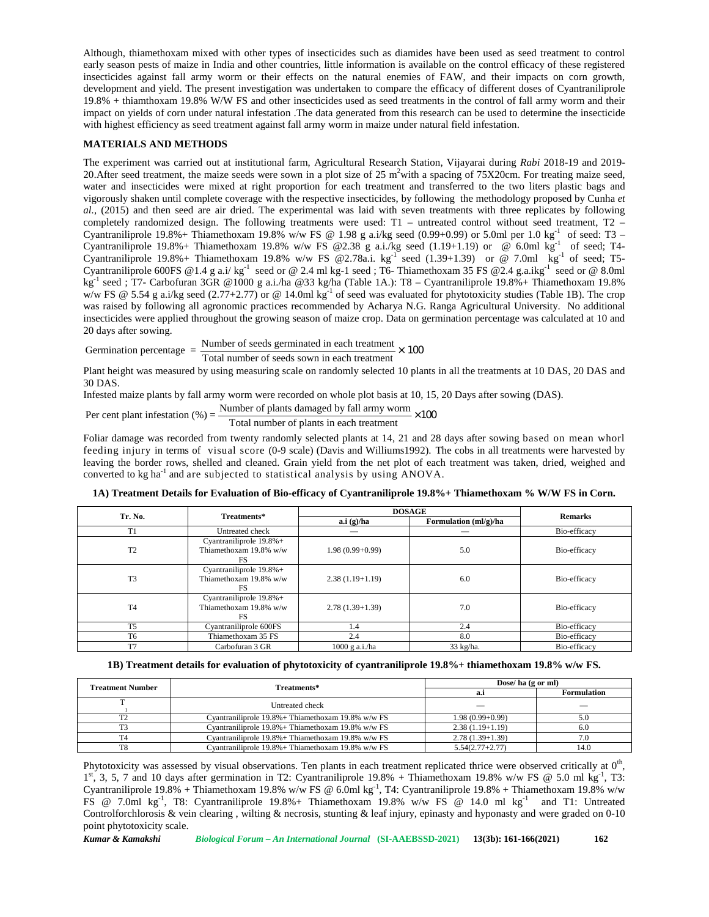Although, thiamethoxam mixed with other types of insecticides such as diamides have been used as seed treatment to control early season pests of maize in India and other countries, little information is available on the control efficacy of these registered insecticides against fall army worm or their effects on the natural enemies of FAW, and their impacts on corn growth, development and yield. The present investigation was undertaken to compare the efficacy of different doses of Cyantraniliprole 19.8% + thiamthoxam 19.8% W/W FS and other insecticides used as seed treatments in the control of fall army worm and their impact on yields of corn under natural infestation .The data generated from this research can be used to determine the insecticide with highest efficiency as seed treatment against fall army worm in maize under natural field infestation.

## MATERIALS AND METHODS

The experiment was carried out at institutional farm, Agricultural Research Station, Vijayarai during *Rabi* 2018-19 and 2019-20.After seed treatment, the maize seeds were sown in a plot size of 25 $m^2$with a spacing of 75X20cm. For treating maize seed, water and insecticides were mixed at right proportion for each treatment and transferred to the two liters plastic bags and vigorously shaken until complete coverage with the respective insecticides, by following the methodology proposed by Cunha *et al.*, (2015) and then seed are air dried. The experimental was laid with seven treatments with three replicates by following completely randomized design. The following treatments were used: T1 – untreated control without seed treatment, T2 – Cyantraniliprole 19.8%+ Thiamethoxam 19.8% w/w FS @ 1.98 g a.i/kg seed (0.99+0.99) or 5.0ml per 1.0 $kg^{-1}$ of seed: T3 – Cyantraniliprole 19.8%+ Thiamethoxam 19.8% w/w FS @2.38 g a.i./kg seed (1.19+1.19) or @ 6.0ml $kg^{-1}$ of seed; T4- Cyantraniliprole 19.8%+ Thiamethoxam 19.8% w/w FS @2.78a.i. $kg^{-1}$ seed (1.39+1.39) or @ 7.0ml $kg^{-1}$ of seed; T5- Cyantraniliprole 600FS @1.4 g a.i/ $kg^{-1}$ seed or @ 2.4 ml kg-1 seed ; T6- Thiamethoxam 35 FS @2.4 g.a.i$kg^{-1}$ seed or @ 8.0ml $kg^{-1}$ seed ; T7- Carbofuran 3GR @1000 g a.i./ha @33 kg/ha (Table 1A.): T8 – Cyantraniliprole 19.8%+ Thiamethoxam 19.8% w/w FS @ 5.54 g a.i/kg seed (2.77+2.77) or @ 14.0ml $kg^{-1}$ of seed was evaluated for phytotoxicity studies (Table 1B). The crop was raised by following all agronomic practices recommended by Acharya N.G. Ranga Agricultural University. No additional insecticides were applied throughout the growing season of maize crop. Data on germination percentage was calculated at 10 and 20 days after sowing.

$$\text{Germination percentage} = \frac{\text{Number of seeds germinated in each treatment}}{\text{Total number of seeds sown in each treatment}} \times 100$$

Plant height was measured by using measuring scale on randomly selected 10 plants in all the treatments at 10 DAS, 20 DAS and 30 DAS.

Infested maize plants by fall army worm were recorded on whole plot basis at 10, 15, 20 Days after sowing (DAS).

$$\text{Per cent plant infestation (\%)} = \frac{\text{Number of plants damaged by fall army worm}}{\text{Total number of plants in each treatment}} \times 100$$

Foliar damage was recorded from twenty randomly selected plants at 14, 21 and 28 days after sowing based on mean whorl feeding injury in terms of visual score (0-9 scale) (Davis and Williums1992). The cobs in all treatments were harvested by leaving the border rows, shelled and cleaned. Grain yield from the net plot of each treatment was taken, dried, weighed and converted to kg $ha^{-1}$ and are subjected to statistical analysis by using ANOVA.

**1A) Treatment Details for Evaluation of Bio-efficacy of Cyantraniliprole 19.8%+ Thiamethoxam % W/W FS in Corn.**

| Tr. No. | Treatments* | DOSAGE | | Remarks |
|---|---|---|---|---|
| | | a.i (g)/ha | Formulation (ml/g)/ha | |
| T1 | Untreated check | — | — | Bio-efficacy |
| T2 | Cyantraniliprole 19.8%+ Thiamethoxam 19.8% w/w FS | 1.98 (0.99+0.99) | 5.0 | Bio-efficacy |
| T3 | Cyantraniliprole 19.8%+ Thiamethoxam 19.8% w/w FS | 2.38 (1.19+1.19) | 6.0 | Bio-efficacy |
| T4 | Cyantraniliprole 19.8%+ Thiamethoxam 19.8% w/w FS | 2.78 (1.39+1.39) | 7.0 | Bio-efficacy |
| T5 | Cyantraniliprole 600FS | 1.4 | 2.4 | Bio-efficacy |
| T6 | Thiamethoxam 35 FS | 2.4 | 8.0 | Bio-efficacy |
| T7 | Carbofuran 3 GR | 1000 g a.i./ha | 33 kg/ha. | Bio-efficacy |

**1B) Treatment details for evaluation of phytotoxicity of cyantraniliprole 19.8%+ thiamethoxam 19.8% w/w FS.**

| Treatment Number | Treatments* | Dose/ ha (g or ml) | |
|---|---|---|---|
| | | a.i | Formulation |
| T1 | Untreated check | — | — |
| T2 | Cyantraniliprole 19.8%+ Thiamethoxam 19.8% w/w FS | 1.98 (0.99+0.99) | 5.0 |
| T3 | Cyantraniliprole 19.8%+ Thiamethoxam 19.8% w/w FS | 2.38 (1.19+1.19) | 6.0 |
| T4 | Cyantraniliprole 19.8%+ Thiamethoxam 19.8% w/w FS | 2.78 (1.39+1.39) | 7.0 |
| T8 | Cyantraniliprole 19.8%+ Thiamethoxam 19.8% w/w FS | 5.54(2.77+2.77) | 14.0 |

Phytotoxicity was assessed by visual observations. Ten plants in each treatment replicated thrice were observed critically at $0^{th}$, $1^{st}$, 3, 5, 7 and 10 days after germination in T2: Cyantraniliprole 19.8% + Thiamethoxam 19.8% w/w FS @ 5.0 ml $kg^{-1}$, T3: Cyantraniliprole 19.8% + Thiamethoxam 19.8% w/w FS @ 6.0ml $kg^{-1}$, T4: Cyantraniliprole 19.8% + Thiamethoxam 19.8% w/w FS @ 7.0ml $kg^{-1}$, T8: Cyantraniliprole 19.8%+ Thiamethoxam 19.8% w/w FS @ 14.0 ml $kg^{-1}$ and T1: Untreated Controlforchlorosis & vein clearing , wilting & necrosis, stunting & leaf injury, epinasty and hyponasty and were graded on 0-10 point phytotoxicity scale.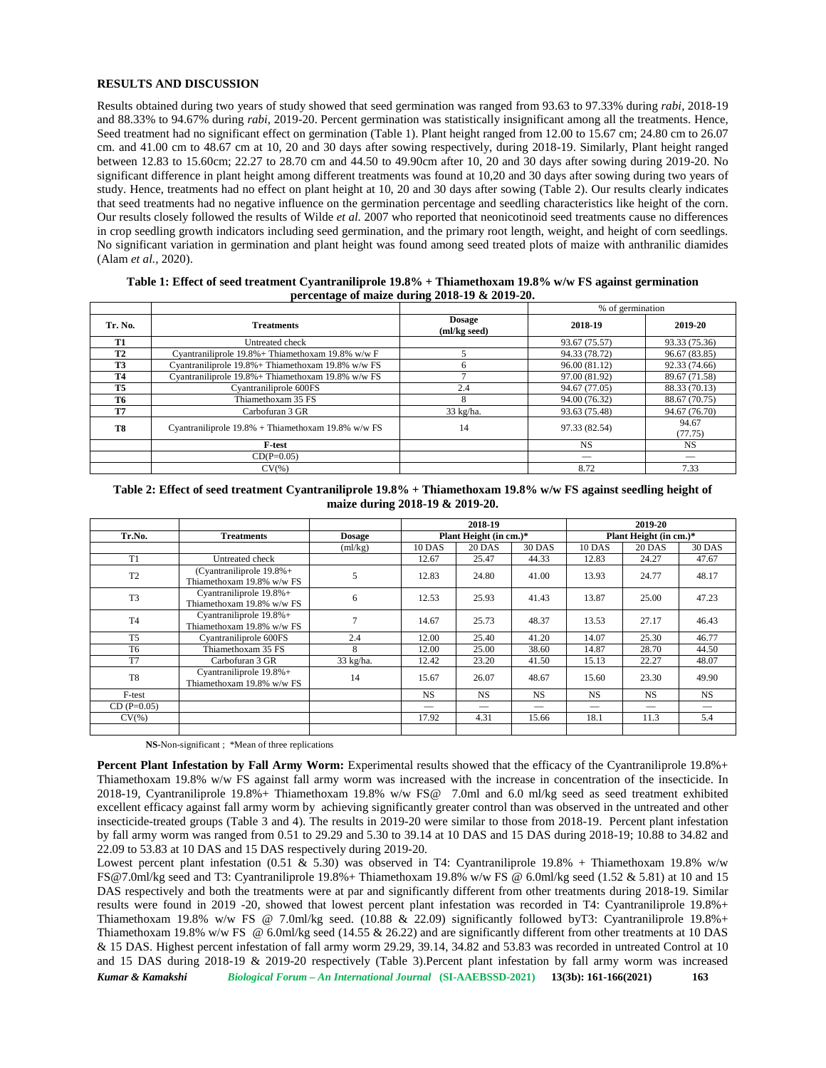## RESULTS AND DISCUSSION

Results obtained during two years of study showed that seed germination was ranged from 93.63 to 97.33% during *rabi*, 2018-19 and 88.33% to 94.67% during *rabi,* 2019-20. Percent germination was statistically insignificant among all the treatments. Hence, Seed treatment had no significant effect on germination (Table 1). Plant height ranged from 12.00 to 15.67 cm; 24.80 cm to 26.07 cm. and 41.00 cm to 48.67 cm at 10, 20 and 30 days after sowing respectively, during 2018-19. Similarly, Plant height ranged between 12.83 to 15.60cm; 22.27 to 28.70 cm and 44.50 to 49.90cm after 10, 20 and 30 days after sowing during 2019-20. No significant difference in plant height among different treatments was found at 10,20 and 30 days after sowing during two years of study. Hence, treatments had no effect on plant height at 10, 20 and 30 days after sowing (Table 2). Our results clearly indicates that seed treatments had no negative influence on the germination percentage and seedling characteristics like height of the corn. Our results closely followed the results of Wilde *et al.* 2007 who reported that neonicotinoid seed treatments cause no differences in crop seedling growth indicators including seed germination, and the primary root length, weight, and height of corn seedlings. No significant variation in germination and plant height was found among seed treated plots of maize with anthranilic diamides (Alam *et al.,* 2020).

**Table 1: Effect of seed treatment Cyantraniliprole 19.8% + Thiamethoxam 19.8% w/w FS against germination percentage of maize during 2018-19 & 2019-20.**

| | | | % of germination | |
|---|---|---|---|---|
| **Tr. No.** | **Treatments** | **Dosage (ml/kg seed)** | **2018-19** | **2019-20** |
| **T1** | Untreated check | | 93.67 (75.57) | 93.33 (75.36) |
| **T2** | Cyantraniliprole 19.8%+ Thiamethoxam 19.8% w/w F | 5 | 94.33 (78.72) | 96.67 (83.85) |
| **T3** | Cyantraniliprole 19.8%+ Thiamethoxam 19.8% w/w FS | 6 | 96.00 (81.12) | 92.33 (74.66) |
| **T4** | Cyantraniliprole 19.8%+ Thiamethoxam 19.8% w/w FS | 7 | 97.00 (81.92) | 89.67 (71.58) |
| **T5** | Cyantraniliprole 600FS | 2.4 | 94.67 (77.05) | 88.33 (70.13) |
| **T6** | Thiamethoxam 35 FS | 8 | 94.00 (76.32) | 88.67 (70.75) |
| **T7** | Carbofuran 3 GR | 33 kg/ha. | 93.63 (75.48) | 94.67 (76.70) |
| **T8** | Cyantraniliprole 19.8% + Thiamethoxam 19.8% w/w FS | 14 | 97.33 (82.54) | 94.67 (77.75) |
| | **F-test** | | NS | NS |
| | CD(P=0.05) | | — | — |
| | CV(%) | | 8.72 | 7.33 |

**Table 2: Effect of seed treatment Cyantraniliprole 19.8% + Thiamethoxam 19.8% w/w FS against seedling height of maize during 2018-19 & 2019-20.**

| | | | 2018-19 | | | 2019-20 | | |
|---|---|---|---|---|---|---|---|---|
| **Tr.No.** | **Treatments** | **Dosage** | **Plant Height (in cm.)*** | | | **Plant Height (in cm.)*** | | |
| | | (ml/kg) | 10 DAS | 20 DAS | 30 DAS | 10 DAS | 20 DAS | 30 DAS |
| T1 | Untreated check | | 12.67 | 25.47 | 44.33 | 12.83 | 24.27 | 47.67 |
| T2 | (Cyantraniliprole 19.8%+ Thiamethoxam 19.8% w/w FS | 5 | 12.83 | 24.80 | 41.00 | 13.93 | 24.77 | 48.17 |
| T3 | Cyantraniliprole 19.8%+ Thiamethoxam 19.8% w/w FS | 6 | 12.53 | 25.93 | 41.43 | 13.87 | 25.00 | 47.23 |
| T4 | Cyantraniliprole 19.8%+ Thiamethoxam 19.8% w/w FS | 7 | 14.67 | 25.73 | 48.37 | 13.53 | 27.17 | 46.43 |
| T5 | Cyantraniliprole 600FS | 2.4 | 12.00 | 25.40 | 41.20 | 14.07 | 25.30 | 46.77 |
| T6 | Thiamethoxam 35 FS | 8 | 12.00 | 25.00 | 38.60 | 14.87 | 28.70 | 44.50 |
| T7 | Carbofuran 3 GR | 33 kg/ha. | 12.42 | 23.20 | 41.50 | 15.13 | 22.27 | 48.07 |
| T8 | Cyantraniliprole 19.8%+ Thiamethoxam 19.8% w/w FS | 14 | 15.67 | 26.07 | 48.67 | 15.60 | 23.30 | 49.90 |
| F-test | | | NS | NS | NS | NS | NS | NS |
| CD (P=0.05) | | | — | — | — | — | — | — |
| CV(%) | | | 17.92 | 4.31 | 15.66 | 18.1 | 11.3 | 5.4 |

**NS**-Non-significant ; *Mean of three replications

**Percent Plant Infestation by Fall Army Worm:** Experimental results showed that the efficacy of the Cyantraniliprole 19.8%+ Thiamethoxam 19.8% w/w FS against fall army worm was increased with the increase in concentration of the insecticide. In 2018-19, Cyantraniliprole 19.8%+ Thiamethoxam 19.8% w/w FS@ 7.0ml and 6.0 ml/kg seed as seed treatment exhibited excellent efficacy against fall army worm by achieving significantly greater control than was observed in the untreated and other insecticide-treated groups (Table 3 and 4). The results in 2019-20 were similar to those from 2018-19. Percent plant infestation by fall army worm was ranged from 0.51 to 29.29 and 5.30 to 39.14 at 10 DAS and 15 DAS during 2018-19; 10.88 to 34.82 and 22.09 to 53.83 at 10 DAS and 15 DAS respectively during 2019-20.

Lowest percent plant infestation (0.51 & 5.30) was observed in T4: Cyantraniliprole 19.8% + Thiamethoxam 19.8% w/w FS@7.0ml/kg seed and T3: Cyantraniliprole 19.8%+ Thiamethoxam 19.8% w/w FS @ 6.0ml/kg seed (1.52 & 5.81) at 10 and 15 DAS respectively and both the treatments were at par and significantly different from other treatments during 2018-19. Similar results were found in 2019 -20, showed that lowest percent plant infestation was recorded in T4: Cyantraniliprole 19.8%+ Thiamethoxam 19.8% w/w FS @ 7.0ml/kg seed. (10.88 & 22.09) significantly followed byT3: Cyantraniliprole 19.8%+ Thiamethoxam 19.8% w/w FS @ 6.0ml/kg seed (14.55 & 26.22) and are significantly different from other treatments at 10 DAS & 15 DAS. Highest percent infestation of fall army worm 29.29, 39.14, 34.82 and 53.83 was recorded in untreated Control at 10 and 15 DAS during 2018-19 & 2019-20 respectively (Table 3).Percent plant infestation by fall army worm was increased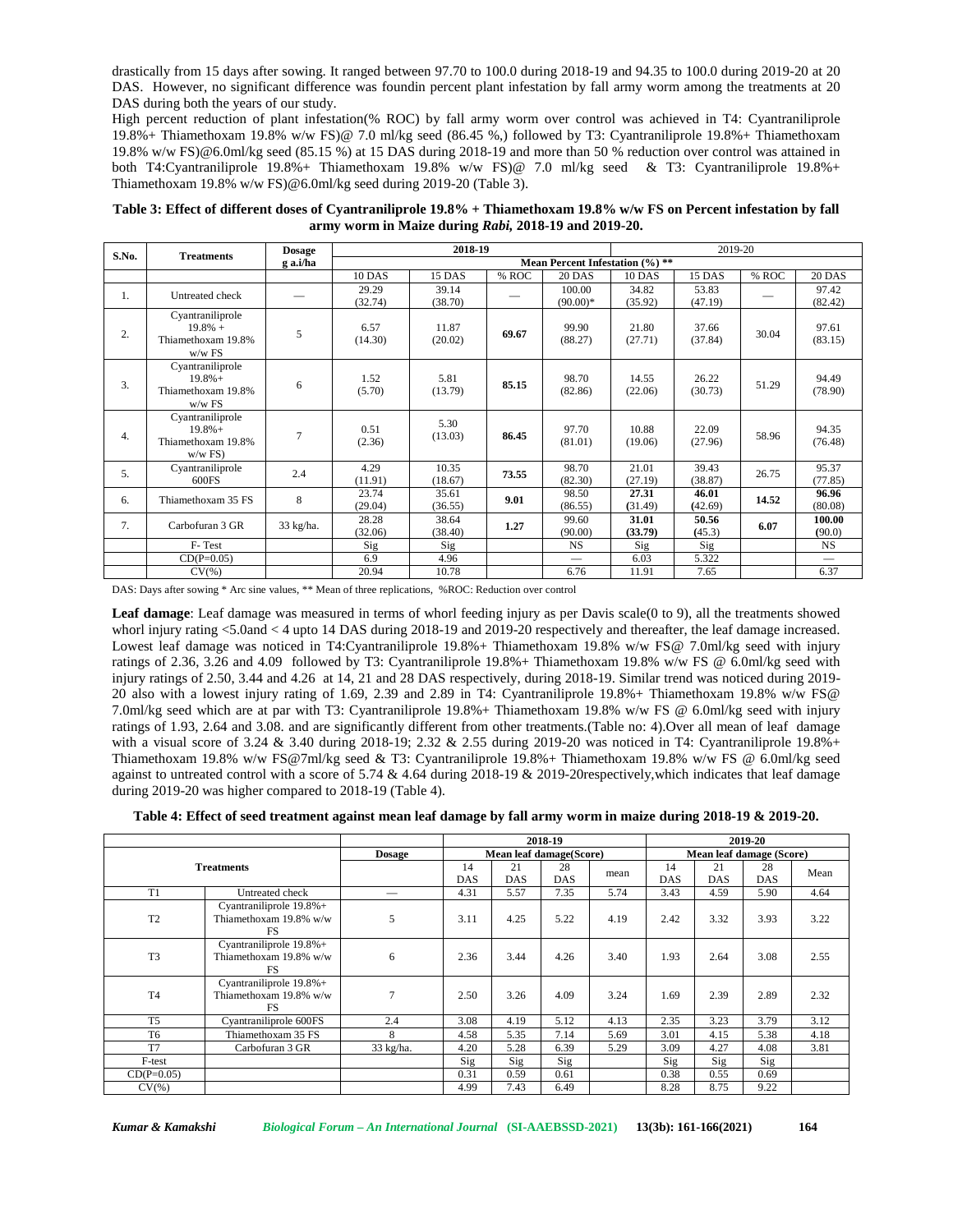drastically from 15 days after sowing. It ranged between 97.70 to 100.0 during 2018-19 and 94.35 to 100.0 during 2019-20 at 20 DAS. However, no significant difference was foundin percent plant infestation by fall army worm among the treatments at 20 DAS during both the years of our study.

High percent reduction of plant infestation(% ROC) by fall army worm over control was achieved in T4: Cyantraniliprole 19.8%+ Thiamethoxam 19.8% w/w FS)@ 7.0 ml/kg seed (86.45 %,) followed by T3: Cyantraniliprole 19.8%+ Thiamethoxam 19.8% w/w FS)@6.0ml/kg seed (85.15 %) at 15 DAS during 2018-19 and more than 50 % reduction over control was attained in both T4:Cyantraniliprole 19.8%+ Thiamethoxam 19.8% w/w FS)@ 7.0 ml/kg seed & T3: Cyantraniliprole 19.8%+ Thiamethoxam 19.8% w/w FS)@6.0ml/kg seed during 2019-20 (Table 3).

**Table 3: Effect of different doses of Cyantraniliprole 19.8% + Thiamethoxam 19.8% w/w FS on Percent infestation by fall army worm in Maize during *Rabi,* 2018-19 and 2019-20.**

| S.No. | Treatments | Dosage g a.i/ha | 2018-19 | | | | 2019-20 | | | |
|---|---|---|---|---|---|---|---|---|---|---|
| | | | Mean Percent Infestation (%) ** | | | | | | | |
| | | | 10 DAS | 15 DAS | % ROC | 20 DAS | 10 DAS | 15 DAS | % ROC | 20 DAS |
| 1. | Untreated check | — | 29.29 (32.74) | 39.14 (38.70) | — | 100.00 (90.00)* | 34.82 (35.92) | 53.83 (47.19) | — | 97.42 (82.42) |
| 2. | Cyantraniliprole 19.8% + Thiamethoxam 19.8% w/w FS | 5 | 6.57 (14.30) | 11.87 (20.02) | **69.67** | 99.90 (88.27) | 21.80 (27.71) | 37.66 (37.84) | 30.04 | 97.61 (83.15) |
| 3. | Cyantraniliprole 19.8%+ Thiamethoxam 19.8% w/w FS | 6 | 1.52 (5.70) | 5.81 (13.79) | **85.15** | 98.70 (82.86) | 14.55 (22.06) | 26.22 (30.73) | 51.29 | 94.49 (78.90) |
| 4. | Cyantraniliprole 19.8%+ Thiamethoxam 19.8% w/w FS) | 7 | 0.51 (2.36) | 5.30 (13.03) | **86.45** | 97.70 (81.01) | 10.88 (19.06) | 22.09 (27.96) | 58.96 | 94.35 (76.48) |
| 5. | Cyantraniliprole 600FS | 2.4 | 4.29 (11.91) | 10.35 (18.67) | **73.55** | 98.70 (82.30) | 21.01 (27.19) | 39.43 (38.87) | 26.75 | 95.37 (77.85) |
| 6. | Thiamethoxam 35 FS | 8 | 23.74 (29.04) | 35.61 (36.55) | **9.01** | 98.50 (86.55) | **27.31** (31.49) | **46.01** (42.69) | **14.52** | **96.96** (80.08) |
| 7. | Carbofuran 3 GR | 33 kg/ha. | 28.28 (32.06) | 38.64 (38.40) | **1.27** | 99.60 (90.00) | **31.01** (**33.79**) | **50.56** (**45.3**) | **6.07** | **100.00** (**90.0**) |
| | F- Test | | Sig | Sig | | NS | Sig | Sig | | NS |
| | CD(P=0.05) | | 6.9 | 4.96 | | — | 6.03 | 5.322 | | — |
| | CV(%) | | 20.94 | 10.78 | | 6.76 | 11.91 | 7.65 | | 6.37 |

DAS: Days after sowing * Arc sine values, ** Mean of three replications, %ROC: Reduction over control

**Leaf damage**: Leaf damage was measured in terms of whorl feeding injury as per Davis scale(0 to 9), all the treatments showed whorl injury rating <5.0and < 4 upto 14 DAS during 2018-19 and 2019-20 respectively and thereafter, the leaf damage increased. Lowest leaf damage was noticed in T4:Cyantraniliprole 19.8%+ Thiamethoxam 19.8% w/w FS@ 7.0ml/kg seed with injury ratings of 2.36, 3.26 and 4.09 followed by T3: Cyantraniliprole 19.8%+ Thiamethoxam 19.8% w/w FS @ 6.0ml/kg seed with injury ratings of 2.50, 3.44 and 4.26 at 14, 21 and 28 DAS respectively, during 2018-19. Similar trend was noticed during 2019-20 also with a lowest injury rating of 1.69, 2.39 and 2.89 in T4: Cyantraniliprole 19.8%+ Thiamethoxam 19.8% w/w FS@ 7.0ml/kg seed which are at par with T3: Cyantraniliprole 19.8%+ Thiamethoxam 19.8% w/w FS @ 6.0ml/kg seed with injury ratings of 1.93, 2.64 and 3.08. and are significantly different from other treatments.(Table no: 4).Over all mean of leaf damage with a visual score of 3.24 & 3.40 during 2018-19; 2.32 & 2.55 during 2019-20 was noticed in T4: Cyantraniliprole 19.8%+ Thiamethoxam 19.8% w/w FS@7ml/kg seed & T3: Cyantraniliprole 19.8%+ Thiamethoxam 19.8% w/w FS @ 6.0ml/kg seed against to untreated control with a score of 5.74 & 4.64 during 2018-19 & 2019-20respectively,which indicates that leaf damage during 2019-20 was higher compared to 2018-19 (Table 4).

**Table 4: Effect of seed treatment against mean leaf damage by fall army worm in maize during 2018-19 & 2019-20.**

| Treatments | | Dosage | 2018-19 | | | | 2019-20 | | | |
|---|---|---|---|---|---|---|---|---|---|---|
| | | | Mean leaf damage(Score) | | | | Mean leaf damage (Score) | | | |
| | | | 14 DAS | 21 DAS | 28 DAS | mean | 14 DAS | 21 DAS | 28 DAS | Mean |
| T1 | Untreated check | — | 4.31 | 5.57 | 7.35 | 5.74 | 3.43 | 4.59 | 5.90 | 4.64 |
| T2 | Cyantraniliprole 19.8%+ Thiamethoxam 19.8% w/w FS | 5 | 3.11 | 4.25 | 5.22 | 4.19 | 2.42 | 3.32 | 3.93 | 3.22 |
| T3 | Cyantraniliprole 19.8%+ Thiamethoxam 19.8% w/w FS | 6 | 2.36 | 3.44 | 4.26 | 3.40 | 1.93 | 2.64 | 3.08 | 2.55 |
| T4 | Cyantraniliprole 19.8%+ Thiamethoxam 19.8% w/w FS | 7 | 2.50 | 3.26 | 4.09 | 3.24 | 1.69 | 2.39 | 2.89 | 2.32 |
| T5 | Cyantraniliprole 600FS | 2.4 | 3.08 | 4.19 | 5.12 | 4.13 | 2.35 | 3.23 | 3.79 | 3.12 |
| T6 | Thiamethoxam 35 FS | 8 | 4.58 | 5.35 | 7.14 | 5.69 | 3.01 | 4.15 | 5.38 | 4.18 |
| T7 | Carbofuran 3 GR | 33 kg/ha. | 4.20 | 5.28 | 6.39 | 5.29 | 3.09 | 4.27 | 4.08 | 3.81 |
| F-test | | | Sig | Sig | Sig | | Sig | Sig | Sig | |
| CD(P=0.05) | | | 0.31 | 0.59 | 0.61 | | 0.38 | 0.55 | 0.69 | |
| CV(%) | | | 4.99 | 7.43 | 6.49 | | 8.28 | 8.75 | 9.22 | |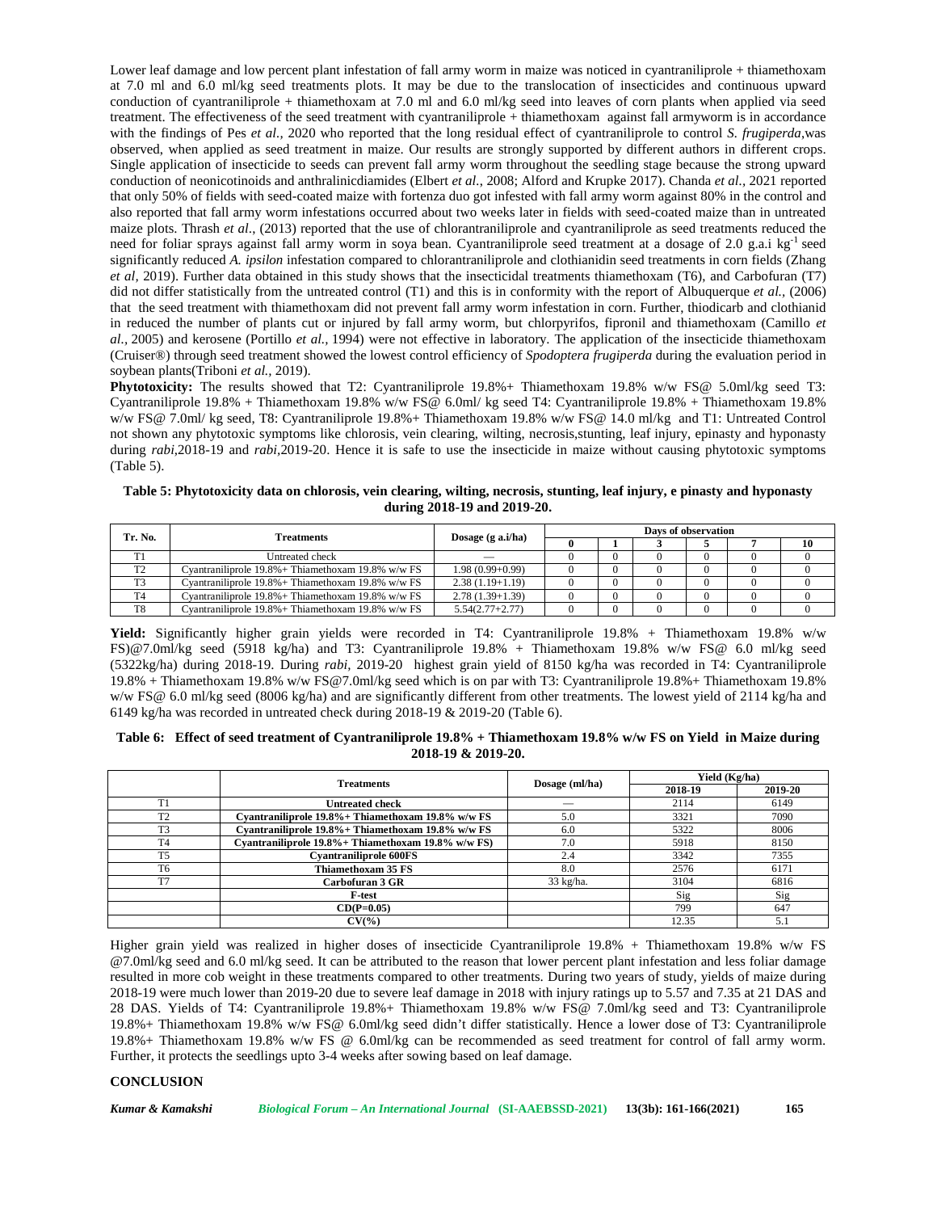Lower leaf damage and low percent plant infestation of fall army worm in maize was noticed in cyantraniliprole + thiamethoxam at 7.0 ml and 6.0 ml/kg seed treatments plots. It may be due to the translocation of insecticides and continuous upward conduction of cyantraniliprole + thiamethoxam at 7.0 ml and 6.0 ml/kg seed into leaves of corn plants when applied via seed treatment. The effectiveness of the seed treatment with cyantraniliprole + thiamethoxam against fall armyworm is in accordance with the findings of Pes *et al.,* 2020 who reported that the long residual effect of cyantraniliprole to control *S. frugiperda,*was observed, when applied as seed treatment in maize. Our results are strongly supported by different authors in different crops. Single application of insecticide to seeds can prevent fall army worm throughout the seedling stage because the strong upward conduction of neonicotinoids and anthralinicdiamides (Elbert *et al.,* 2008; Alford and Krupke 2017). Chanda *et al.,* 2021 reported that only 50% of fields with seed-coated maize with fortenza duo got infested with fall army worm against 80% in the control and also reported that fall army worm infestations occurred about two weeks later in fields with seed-coated maize than in untreated maize plots. Thrash *et al*., (2013) reported that the use of chlorantraniliprole and cyantraniliprole as seed treatments reduced the need for foliar sprays against fall army worm in soya bean. Cyantraniliprole seed treatment at a dosage of 2.0 g.a.i $kg^{-1}$ seed significantly reduced *A. ipsilon* infestation compared to chlorantraniliprole and clothianidin seed treatments in corn fields (Zhang *et al,* 2019). Further data obtained in this study shows that the insecticidal treatments thiamethoxam (T6), and Carbofuran (T7) did not differ statistically from the untreated control (T1) and this is in conformity with the report of Albuquerque *et al.,* (2006) that the seed treatment with thiamethoxam did not prevent fall army worm infestation in corn. Further, thiodicarb and clothianid in reduced the number of plants cut or injured by fall army worm, but chlorpyrifos, fipronil and thiamethoxam (Camillo *et al.,* 2005) and kerosene (Portillo *et al.,* 1994) were not effective in laboratory. The application of the insecticide thiamethoxam (Cruiser®) through seed treatment showed the lowest control efficiency of *Spodoptera frugiperda* during the evaluation period in soybean plants(Triboni *et al.,* 2019).

**Phytotoxicity:** The results showed that T2: Cyantraniliprole 19.8%+ Thiamethoxam 19.8% w/w FS@ 5.0ml/kg seed T3: Cyantraniliprole 19.8% + Thiamethoxam 19.8% w/w FS@ 6.0ml/ kg seed T4: Cyantraniliprole 19.8% + Thiamethoxam 19.8% w/w FS@ 7.0ml/ kg seed, T8: Cyantraniliprole 19.8%+ Thiamethoxam 19.8% w/w FS@ 14.0 ml/kg and T1: Untreated Control not shown any phytotoxic symptoms like chlorosis, vein clearing, wilting, necrosis,stunting, leaf injury, epinasty and hyponasty during *rabi*,2018-19 and *rabi*,2019-20. Hence it is safe to use the insecticide in maize without causing phytotoxic symptoms (Table 5).

**Table 5: Phytotoxicity data on chlorosis, vein clearing, wilting, necrosis, stunting, leaf injury, e pinasty and hyponasty during 2018-19 and 2019-20.**

| Tr. No. | Treatments | Dosage (g a.i/ha) | Days of observation | | | | | |
|---|---|---|---|---|---|---|---|---|
| | | | 0 | 1 | 3 | 5 | 7 | 10 |
| T1 | Untreated check | — | 0 | 0 | 0 | 0 | 0 | 0 |
| T2 | Cyantraniliprole 19.8%+ Thiamethoxam 19.8% w/w FS | 1.98 (0.99+0.99) | 0 | 0 | 0 | 0 | 0 | 0 |
| T3 | Cyantraniliprole 19.8%+ Thiamethoxam 19.8% w/w FS | 2.38 (1.19+1.19) | 0 | 0 | 0 | 0 | 0 | 0 |
| T4 | Cyantraniliprole 19.8%+ Thiamethoxam 19.8% w/w FS | 2.78 (1.39+1.39) | 0 | 0 | 0 | 0 | 0 | 0 |
| T8 | Cyantraniliprole 19.8%+ Thiamethoxam 19.8% w/w FS | 5.54(2.77+2.77) | 0 | 0 | 0 | 0 | 0 | 0 |

**Yield:** Significantly higher grain yields were recorded in T4: Cyantraniliprole 19.8% + Thiamethoxam 19.8% w/w FS)@7.0ml/kg seed (5918 kg/ha) and T3: Cyantraniliprole 19.8% + Thiamethoxam 19.8% w/w FS@ 6.0 ml/kg seed (5322kg/ha) during 2018-19. During *rabi*, 2019-20 highest grain yield of 8150 kg/ha was recorded in T4: Cyantraniliprole 19.8% + Thiamethoxam 19.8% w/w FS@7.0ml/kg seed which is on par with T3: Cyantraniliprole 19.8%+ Thiamethoxam 19.8% w/w FS@ 6.0 ml/kg seed (8006 kg/ha) and are significantly different from other treatments. The lowest yield of 2114 kg/ha and 6149 kg/ha was recorded in untreated check during 2018-19 & 2019-20 (Table 6).

**Table 6: Effect of seed treatment of Cyantraniliprole 19.8% + Thiamethoxam 19.8% w/w FS on Yield in Maize during 2018-19 & 2019-20.**

| | Treatments | Dosage (ml/ha) | Yield (Kg/ha) | |
|---|---|---|---|---|
| | | | 2018-19 | 2019-20 |
| T1 | **Untreated check** | — | 2114 | 6149 |
| T2 | **Cyantraniliprole 19.8%+ Thiamethoxam 19.8% w/w FS** | 5.0 | 3321 | 7090 |
| T3 | **Cyantraniliprole 19.8%+ Thiamethoxam 19.8% w/w FS** | 6.0 | 5322 | 8006 |
| T4 | **Cyantraniliprole 19.8%+ Thiamethoxam 19.8% w/w FS)** | 7.0 | 5918 | 8150 |
| T5 | **Cyantraniliprole 600FS** | 2.4 | 3342 | 7355 |
| T6 | **Thiamethoxam 35 FS** | 8.0 | 2576 | 6171 |
| T7 | **Carbofuran 3 GR** | 33 kg/ha. | 3104 | 6816 |
| | **F-test** | | Sig | Sig |
| | **CD(P=0.05)** | | 799 | 647 |
| | **CV(%)** | | 12.35 | 5.1 |

Higher grain yield was realized in higher doses of insecticide Cyantraniliprole 19.8% + Thiamethoxam 19.8% w/w FS @7.0ml/kg seed and 6.0 ml/kg seed. It can be attributed to the reason that lower percent plant infestation and less foliar damage resulted in more cob weight in these treatments compared to other treatments. During two years of study, yields of maize during 2018-19 were much lower than 2019-20 due to severe leaf damage in 2018 with injury ratings up to 5.57 and 7.35 at 21 DAS and 28 DAS. Yields of T4: Cyantraniliprole 19.8%+ Thiamethoxam 19.8% w/w FS@ 7.0ml/kg seed and T3: Cyantraniliprole 19.8%+ Thiamethoxam 19.8% w/w FS@ 6.0ml/kg seed didn't differ statistically. Hence a lower dose of T3: Cyantraniliprole 19.8%+ Thiamethoxam 19.8% w/w FS @ 6.0ml/kg can be recommended as seed treatment for control of fall army worm. Further, it protects the seedlings upto 3-4 weeks after sowing based on leaf damage.

## CONCLUSION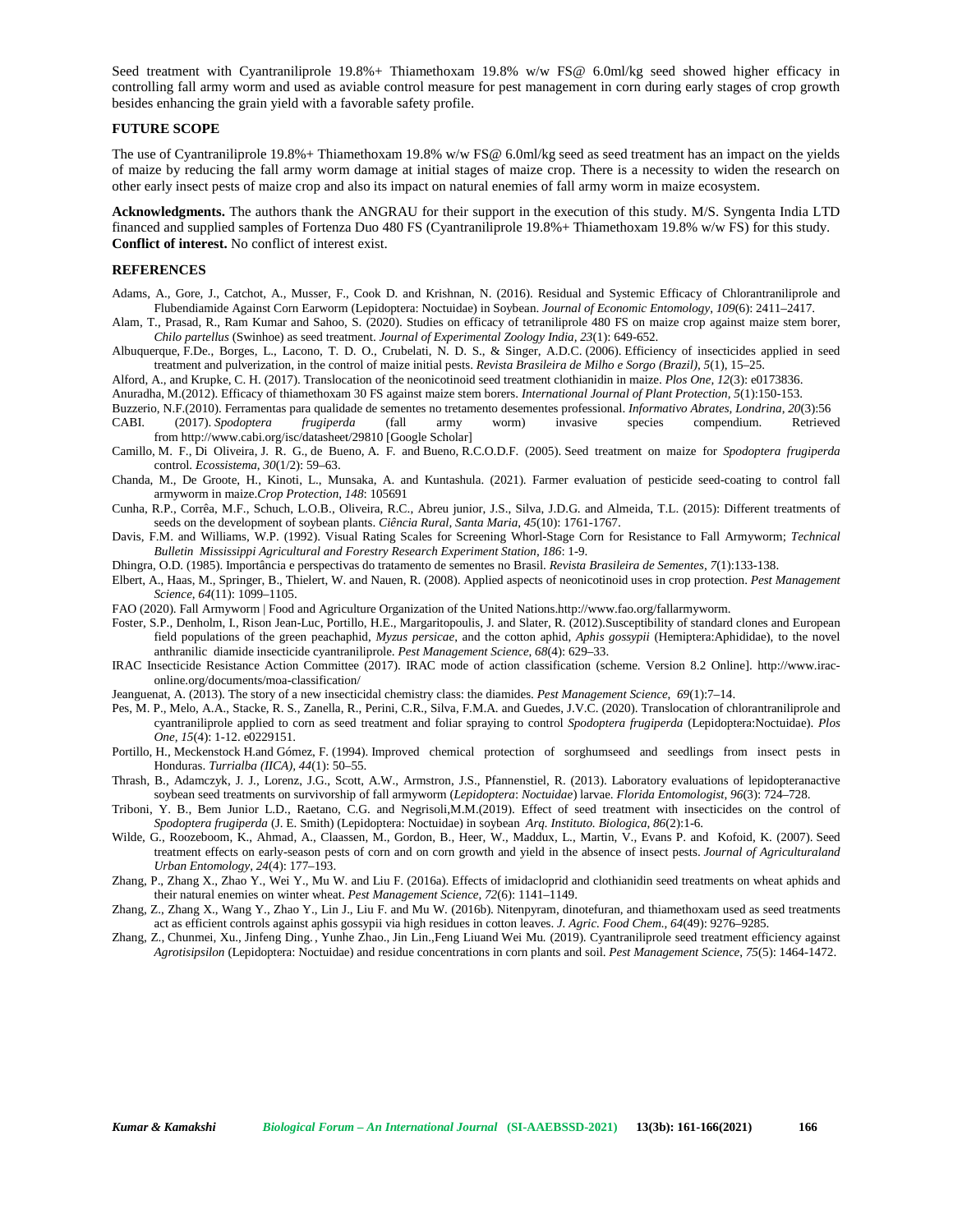Seed treatment with Cyantraniliprole 19.8%+ Thiamethoxam 19.8% w/w FS@ 6.0ml/kg seed showed higher efficacy in controlling fall army worm and used as aviable control measure for pest management in corn during early stages of crop growth besides enhancing the grain yield with a favorable safety profile.

## FUTURE SCOPE

The use of Cyantraniliprole 19.8%+ Thiamethoxam 19.8% w/w FS@ 6.0ml/kg seed as seed treatment has an impact on the yields of maize by reducing the fall army worm damage at initial stages of maize crop. There is a necessity to widen the research on other early insect pests of maize crop and also its impact on natural enemies of fall army worm in maize ecosystem.

**Acknowledgments.** The authors thank the ANGRAU for their support in the execution of this study. M/S. Syngenta India LTD financed and supplied samples of Fortenza Duo 480 FS (Cyantraniliprole 19.8%+ Thiamethoxam 19.8% w/w FS) for this study.
**Conflict of interest.** No conflict of interest exist.

## REFERENCES

Adams, A., Gore, J., Catchot, A., Musser, F., Cook D. and Krishnan, N. (2016). Residual and Systemic Efficacy of Chlorantraniliprole and Flubendiamide Against Corn Earworm (Lepidoptera: Noctuidae) in Soybean. *Journal of Economic Entomology*, *109*(6): 2411–2417.

Alam, T., Prasad, R., Ram Kumar and Sahoo, S. (2020). Studies on efficacy of tetraniliprole 480 FS on maize crop against maize stem borer, *Chilo partellus* (Swinhoe) as seed treatment. *Journal of Experimental Zoology India, 23*(1): 649-652.

Albuquerque, F.De., Borges, L., Lacono, T. D. O., Crubelati, N. D. S., & Singer, A.D.C. (2006). Efficiency of insecticides applied in seed treatment and pulverization, in the control of maize initial pests. *Revista Brasileira de Milho e Sorgo (Brazil)*, *5*(1), 15–25.

Alford, A., and Krupke, C. H. (2017). Translocation of the neonicotinoid seed treatment clothianidin in maize. *Plos One, 12*(3): e0173836.

Anuradha, M.(2012). Efficacy of thiamethoxam 30 FS against maize stem borers. *International Journal of Plant Protection, 5*(1):150-153.

Buzzerio, N.F.(2010). Ferramentas para qualidade de sementes no tretamento desementes professional. *Informativo Abrates, Londrina*, *20*(3):56

CABI. (2017). *Spodoptera frugiperda* (fall army worm) invasive species compendium. Retrieved from http://www.cabi.org/isc/datasheet/29810 [Google Scholar]

Camillo, M. F., Di Oliveira, J. R. G., de Bueno, A. F. and Bueno, R.C.O.D.F. (2005). Seed treatment on maize for *Spodoptera frugiperda* control. *Ecossistema, 30*(1/2): 59–63.

Chanda, M., De Groote, H., Kinoti, L., Munsaka, A. and Kuntashula. (2021). Farmer evaluation of pesticide seed-coating to control fall armyworm in maize.*Crop Protection*, *148*: 105691

Cunha, R.P., Corrêa, M.F., Schuch, L.O.B., Oliveira, R.C., Abreu junior, J.S., Silva, J.D.G. and Almeida, T.L. (2015): Different treatments of seeds on the development of soybean plants. *Ciência Rural, Santa Maria*, *45*(10): 1761-1767.

Davis, F.M. and Williams, W.P. (1992). Visual Rating Scales for Screening Whorl-Stage Corn for Resistance to Fall Armyworm; *Technical Bulletin Mississippi Agricultural and Forestry Research Experiment Station*, *186*: 1-9.

Dhingra, O.D. (1985). Importância e perspectivas do tratamento de sementes no Brasil. *Revista Brasileira de Sementes*, *7*(1):133-138.

Elbert, A., Haas, M., Springer, B., Thielert, W. and Nauen, R. (2008). Applied aspects of neonicotinoid uses in crop protection. *Pest Management Science, 64*(11): 1099–1105.

FAO (2020). Fall Armyworm | Food and Agriculture Organization of the United Nations.http://www.fao.org/fallarmyworm.

Foster, S.P., Denholm, I., Rison Jean-Luc, Portillo, H.E., Margaritopoulis, J. and Slater, R. (2012).Susceptibility of standard clones and European field populations of the green peachaphid, *Myzus persicae*, and the cotton aphid, *Aphis gossypii* (Hemiptera:Aphididae), to the novel anthranilic diamide insecticide cyantraniliprole. *Pest Management Science, 68*(4): 629–33.

IRAC Insecticide Resistance Action Committee (2017). IRAC mode of action classification (scheme. Version 8.2 Online]. http://www.irac-online.org/documents/moa-classification/

Jeanguenat, A. (2013). The story of a new insecticidal chemistry class: the diamides. *Pest Management Science, 69*(1):7–14.

Pes, M. P., Melo, A.A., Stacke, R. S., Zanella, R., Perini, C.R., Silva, F.M.A. and Guedes, J.V.C. (2020). Translocation of chlorantraniliprole and cyantraniliprole applied to corn as seed treatment and foliar spraying to control *Spodoptera frugiperda* (Lepidoptera:Noctuidae). *Plos One, 15*(4): 1-12. e0229151.

Portillo, H., Meckenstock H.and Gómez, F. (1994). Improved chemical protection of sorghumseed and seedlings from insect pests in Honduras. *Turrialba (IICA), 44*(1): 50–55.

Thrash, B., Adamczyk, J. J., Lorenz, J.G., Scott, A.W., Armstron, J.S., Pfannenstiel, R. (2013). Laboratory evaluations of lepidopteranactive soybean seed treatments on survivorship of fall armyworm (*Lepidoptera*: *Noctuidae*) larvae. *Florida Entomologist, 96*(3): 724–728.

Triboni, Y. B., Bem Junior L.D., Raetano, C.G. and Negrisoli,M.M.(2019). Effect of seed treatment with insecticides on the control of *Spodoptera frugiperda* (J. E. Smith) (Lepidoptera: Noctuidae) in soybean *Arq. Instituto. Biologica, 86*(2):1-6.

Wilde, G., Roozeboom, K., Ahmad, A., Claassen, M., Gordon, B., Heer, W., Maddux, L., Martin, V., Evans P. and Kofoid, K. (2007). Seed treatment effects on early-season pests of corn and on corn growth and yield in the absence of insect pests. *Journal of Agriculturaland Urban Entomology, 24*(4): 177–193.

Zhang, P., Zhang X., Zhao Y., Wei Y., Mu W. and Liu F. (2016a). Effects of imidacloprid and clothianidin seed treatments on wheat aphids and their natural enemies on winter wheat. *Pest Management Science, 72*(6): 1141–1149.

Zhang, Z., Zhang X., Wang Y., Zhao Y., Lin J., Liu F. and Mu W. (2016b). Nitenpyram, dinotefuran, and thiamethoxam used as seed treatments act as efficient controls against aphis gossypii via high residues in cotton leaves. *J. Agric. Food Chem., 64*(49): 9276–9285.

Zhang, Z., Chunmei, Xu., Jinfeng Ding., Yunhe Zhao., Jin Lin.,Feng Liuand Wei Mu. (2019). Cyantraniliprole seed treatment efficiency against *Agrotisipsilon* (Lepidoptera: Noctuidae) and residue concentrations in corn plants and soil. *Pest Management Science*, *75*(5): 1464-1472.